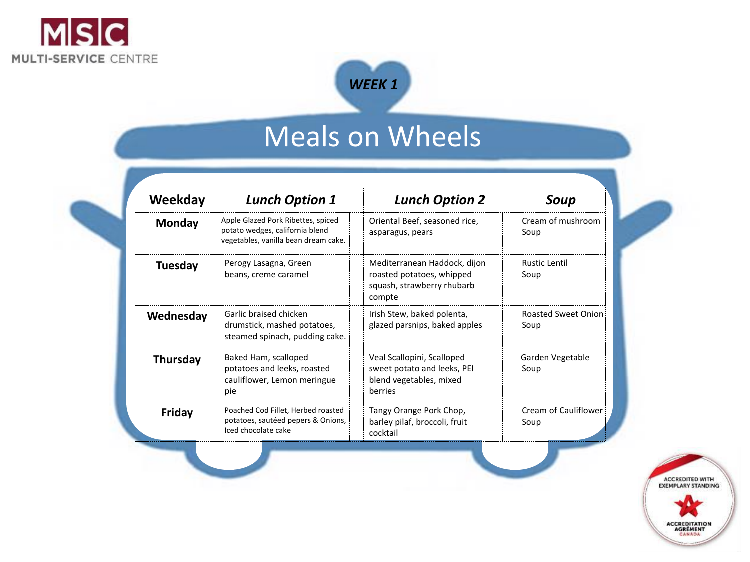MSC MULTI-SERVICE CENTRE

*WEEK 1*

# Meals on Wheels

| Weekday | *Lunch Option 1* | *Lunch Option 2* | *Soup* |
|---|---|---|---|
| **Monday** | Apple Glazed Pork Ribettes, spiced potato wedges, california blend vegetables, vanilla bean dream cake. | Oriental Beef, seasoned rice, asparagus, pears | Cream of mushroom Soup |
| **Tuesday** | Perogy Lasagna, Green beans, creme caramel | Mediterranean Haddock, dijon roasted potatoes, whipped squash, strawberry rhubarb compte | Rustic Lentil Soup |
| **Wednesday** | Garlic braised chicken drumstick, mashed potatoes, steamed spinach, pudding cake. | Irish Stew, baked polenta, glazed parsnips, baked apples | Roasted Sweet Onion Soup |
| **Thursday** | Baked Ham, scalloped potatoes and leeks, roasted cauliflower, Lemon meringue pie | Veal Scallopini, Scalloped sweet potato and leeks, PEI blend vegetables, mixed berries | Garden Vegetable Soup |
| **Friday** | Poached Cod Fillet, Herbed roasted potatoes, sautéed pepers & Onions, Iced chocolate cake | Tangy Orange Pork Chop, barley pilaf, broccoli, fruit cocktail | Cream of Cauliflower Soup |

ACCREDITED WITH EXEMPLARY STANDING
ACCREDITATION AGRÉMENT CANADA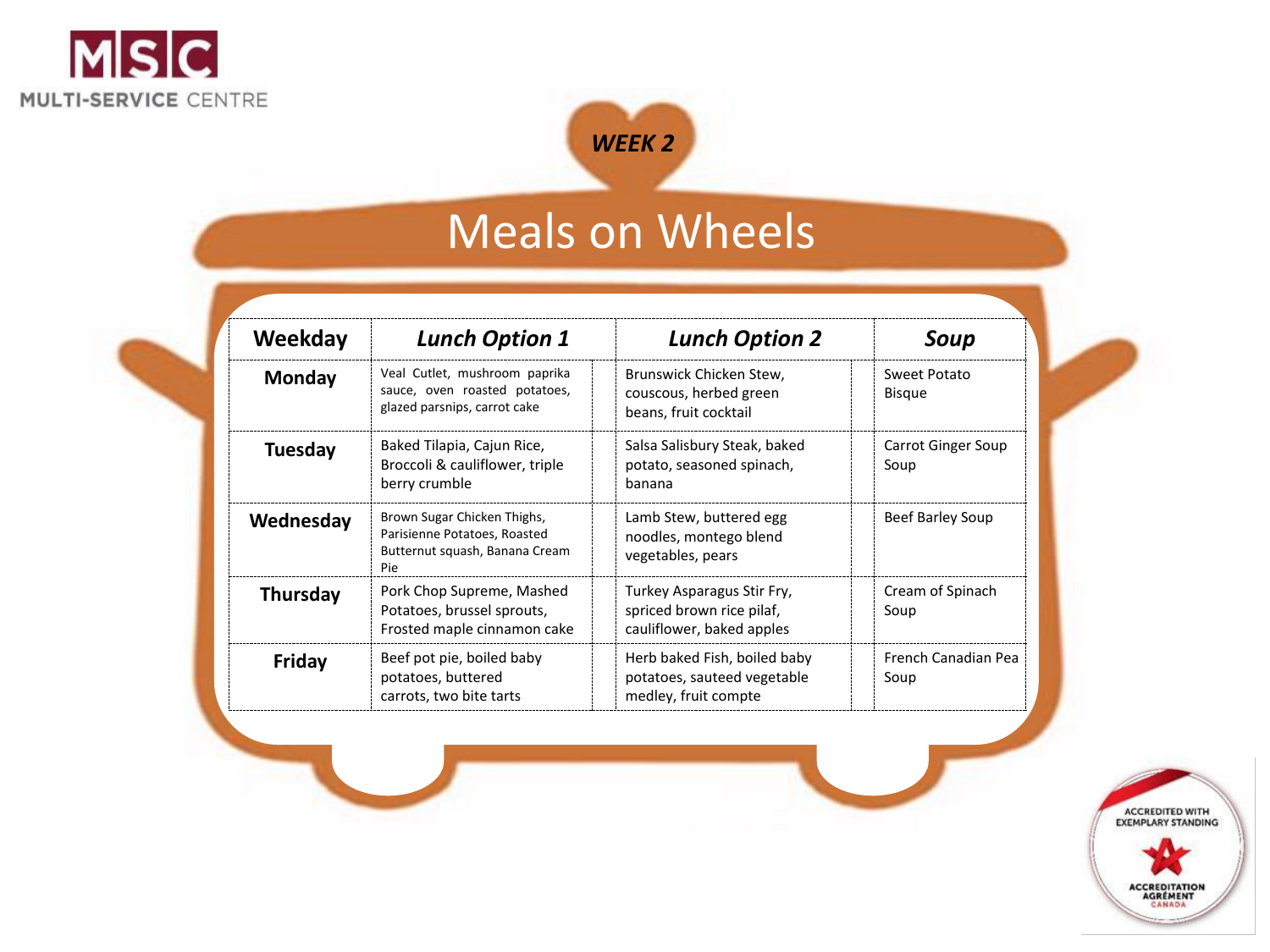MSC MULTI-SERVICE CENTRE

*WEEK 2*

# Meals on Wheels

| Weekday | *Lunch Option 1* | *Lunch Option 2* | *Soup* |
|---|---|---|---|
| **Monday** | Veal Cutlet, mushroom paprika sauce, oven roasted potatoes, glazed parsnips, carrot cake | Brunswick Chicken Stew, couscous, herbed green beans, fruit cocktail | Sweet Potato Bisque |
| **Tuesday** | Baked Tilapia, Cajun Rice, Broccoli & cauliflower, triple berry crumble | Salsa Salisbury Steak, baked potato, seasoned spinach, banana | Carrot Ginger Soup Soup |
| **Wednesday** | Brown Sugar Chicken Thighs, Parisienne Potatoes, Roasted Butternut squash, Banana Cream Pie | Lamb Stew, buttered egg noodles, montego blend vegetables, pears | Beef Barley Soup |
| **Thursday** | Pork Chop Supreme, Mashed Potatoes, brussel sprouts, Frosted maple cinnamon cake | Turkey Asparagus Stir Fry, spriced brown rice pilaf, cauliflower, baked apples | Cream of Spinach Soup |
| **Friday** | Beef pot pie, boiled baby potatoes, buttered carrots, two bite tarts | Herb baked Fish, boiled baby potatoes, sauteed vegetable medley, fruit compte | French Canadian Pea Soup |

ACCREDITED WITH EXEMPLARY STANDING

ACCREDITATION AGRÉMENT CANADA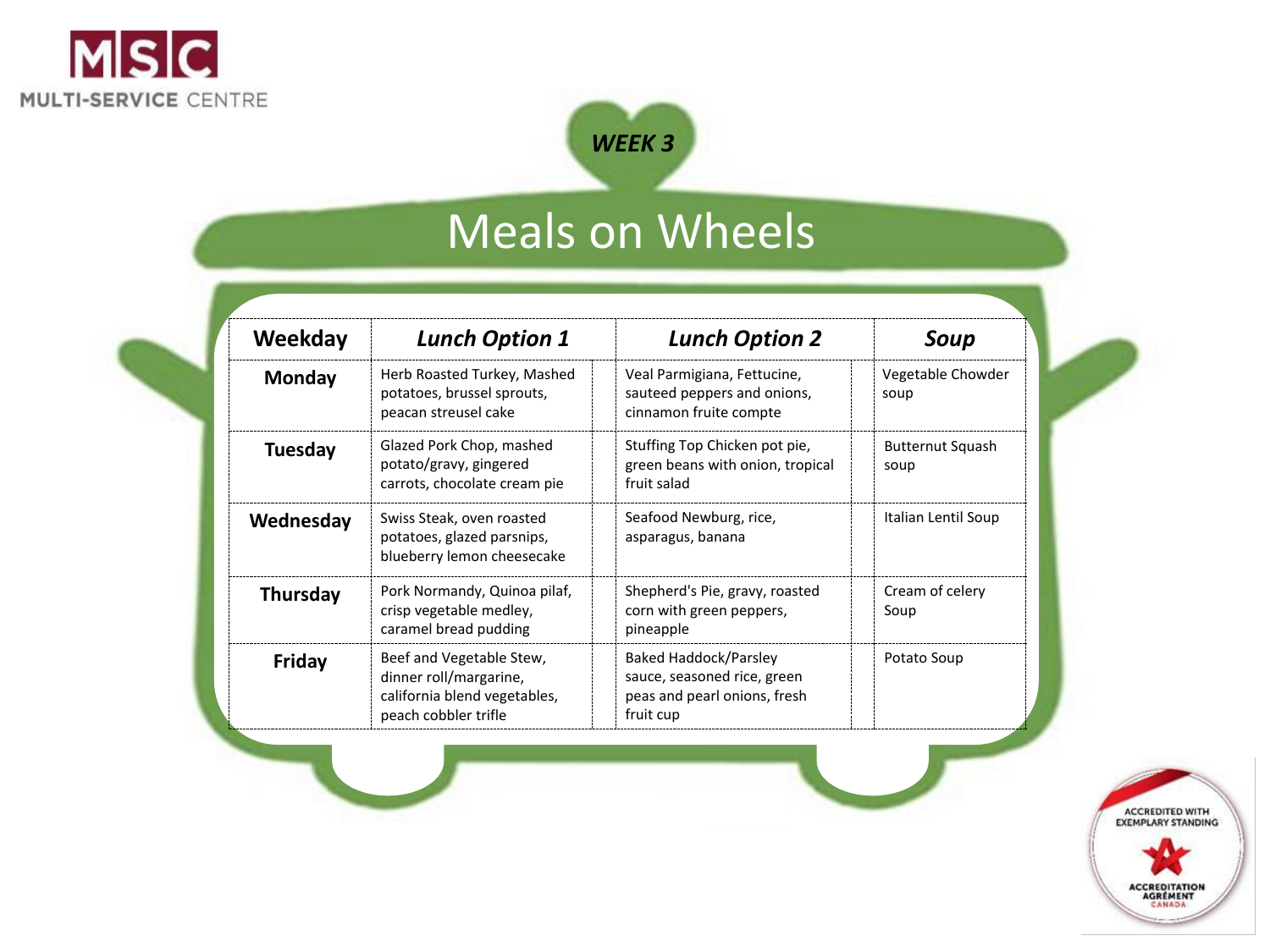MSC
MULTI-SERVICE CENTRE

***WEEK 3***

# Meals on Wheels

| Weekday | *Lunch Option 1* | *Lunch Option 2* | *Soup* |
|---|---|---|---|
| **Monday** | Herb Roasted Turkey, Mashed potatoes, brussel sprouts, peacan streusel cake | Veal Parmigiana, Fettucine, sauteed peppers and onions, cinnamon fruite compte | Vegetable Chowder soup |
| **Tuesday** | Glazed Pork Chop, mashed potato/gravy, gingered carrots, chocolate cream pie | Stuffing Top Chicken pot pie, green beans with onion, tropical fruit salad | Butternut Squash soup |
| **Wednesday** | Swiss Steak, oven roasted potatoes, glazed parsnips, blueberry lemon cheesecake | Seafood Newburg, rice, asparagus, banana | Italian Lentil Soup |
| **Thursday** | Pork Normandy, Quinoa pilaf, crisp vegetable medley, caramel bread pudding | Shepherd's Pie, gravy, roasted corn with green peppers, pineapple | Cream of celery Soup |
| **Friday** | Beef and Vegetable Stew, dinner roll/margarine, california blend vegetables, peach cobbler trifle | Baked Haddock/Parsley sauce, seasoned rice, green peas and pearl onions, fresh fruit cup | Potato Soup |

ACCREDITED WITH EXEMPLARY STANDING
ACCREDITATION AGRÉMENT CANADA